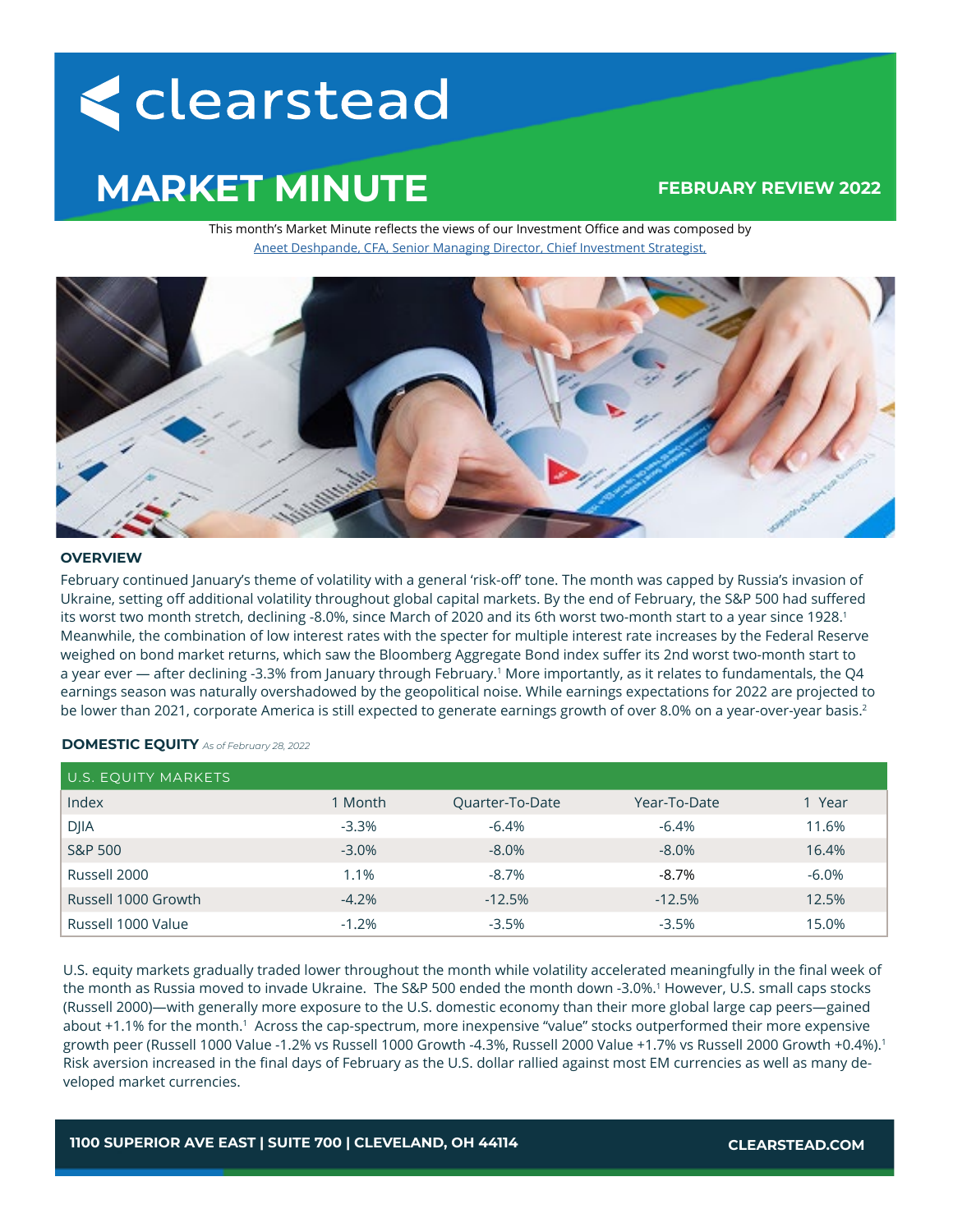# clearstead

# MARKET MINUTE

**FEBRUARY REVIEW 2022**

This month's Market Minute reflects the views of our Investment Office and was composed by [Aneet Deshpande, CFA, Senior Managing Director, Chief Investment Strategist.]

## OVERVIEW

February continued January's theme of volatility with a general 'risk-off' tone. The month was capped by Russia's invasion of Ukraine, setting off additional volatility throughout global capital markets. By the end of February, the S&P 500 had suffered its worst two month stretch, declining -8.0%, since March of 2020 and its 6th worst two-month start to a year since 1928.[1] Meanwhile, the combination of low interest rates with the specter for multiple interest rate increases by the Federal Reserve weighed on bond market returns, which saw the Bloomberg Aggregate Bond index suffer its 2nd worst two-month start to a year ever — after declining -3.3% from January through February.[1] More importantly, as it relates to fundamentals, the Q4 earnings season was naturally overshadowed by the geopolitical noise. While earnings expectations for 2022 are projected to be lower than 2021, corporate America is still expected to generate earnings growth of over 8.0% on a year-over-year basis.[2]

## DOMESTIC EQUITY *As of February 28, 2022*

| U.S. EQUITY MARKETS | | | | |
|---|---|---|---|---|
| Index | 1 Month | Quarter-To-Date | Year-To-Date | 1 Year |
| DJIA | -3.3% | -6.4% | -6.4% | 11.6% |
| S&P 500 | -3.0% | -8.0% | -8.0% | 16.4% |
| Russell 2000 | 1.1% | -8.7% | -8.7% | -6.0% |
| Russell 1000 Growth | -4.2% | -12.5% | -12.5% | 12.5% |
| Russell 1000 Value | -1.2% | -3.5% | -3.5% | 15.0% |

U.S. equity markets gradually traded lower throughout the month while volatility accelerated meaningfully in the final week of the month as Russia moved to invade Ukraine. The S&P 500 ended the month down -3.0%.[1] However, U.S. small caps stocks (Russell 2000)—with generally more exposure to the U.S. domestic economy than their more global large cap peers—gained about +1.1% for the month.[1] Across the cap-spectrum, more inexpensive "value" stocks outperformed their more expensive growth peer (Russell 1000 Value -1.2% vs Russell 1000 Growth -4.3%, Russell 2000 Value +1.7% vs Russell 2000 Growth +0.4%).[1] Risk aversion increased in the final days of February as the U.S. dollar rallied against most EM currencies as well as many developed market currencies.

1100 SUPERIOR AVE EAST | SUITE 700 | CLEVELAND, OH 44114 — CLEARSTEAD.COM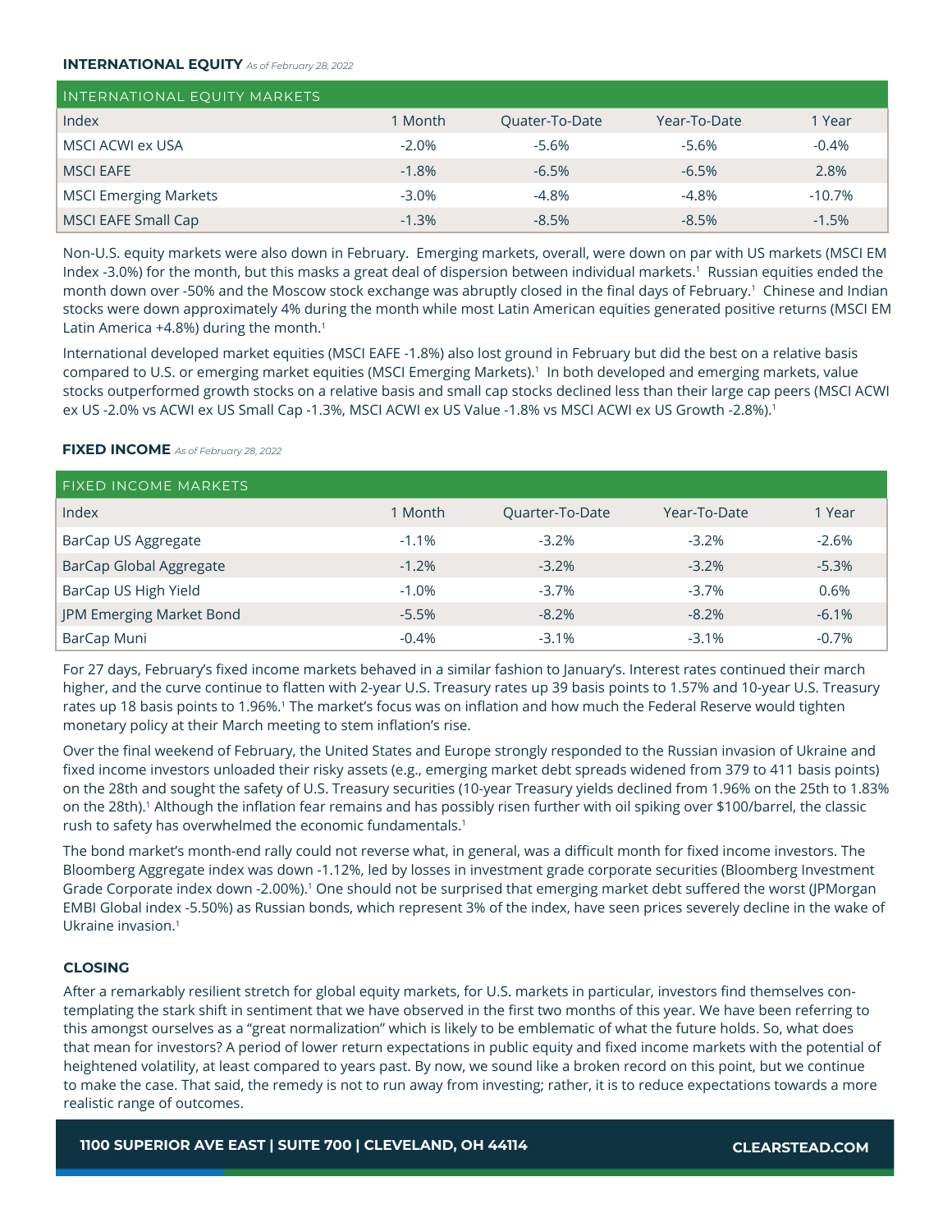## INTERNATIONAL EQUITY *As of February 28, 2022*

| INTERNATIONAL EQUITY MARKETS | | | | |
|---|---|---|---|---|
| Index | 1 Month | Quater-To-Date | Year-To-Date | 1 Year |
| MSCI ACWI ex USA | -2.0% | -5.6% | -5.6% | -0.4% |
| MSCI EAFE | -1.8% | -6.5% | -6.5% | 2.8% |
| MSCI Emerging Markets | -3.0% | -4.8% | -4.8% | -10.7% |
| MSCI EAFE Small Cap | -1.3% | -8.5% | -8.5% | -1.5% |

Non-U.S. equity markets were also down in February. Emerging markets, overall, were down on par with US markets (MSCI EM Index -3.0%) for the month, but this masks a great deal of dispersion between individual markets.[1] Russian equities ended the month down over -50% and the Moscow stock exchange was abruptly closed in the final days of February.[1] Chinese and Indian stocks were down approximately 4% during the month while most Latin American equities generated positive returns (MSCI EM Latin America +4.8%) during the month.[1]

International developed market equities (MSCI EAFE -1.8%) also lost ground in February but did the best on a relative basis compared to U.S. or emerging market equities (MSCI Emerging Markets).[1] In both developed and emerging markets, value stocks outperformed growth stocks on a relative basis and small cap stocks declined less than their large cap peers (MSCI ACWI ex US -2.0% vs ACWI ex US Small Cap -1.3%, MSCI ACWI ex US Value -1.8% vs MSCI ACWI ex US Growth -2.8%).[1]

## FIXED INCOME *As of February 28, 2022*

| FIXED INCOME MARKETS | | | | |
|---|---|---|---|---|
| Index | 1 Month | Quarter-To-Date | Year-To-Date | 1 Year |
| BarCap US Aggregate | -1.1% | -3.2% | -3.2% | -2.6% |
| BarCap Global Aggregate | -1.2% | -3.2% | -3.2% | -5.3% |
| BarCap US High Yield | -1.0% | -3.7% | -3.7% | 0.6% |
| JPM Emerging Market Bond | -5.5% | -8.2% | -8.2% | -6.1% |
| BarCap Muni | -0.4% | -3.1% | -3.1% | -0.7% |

For 27 days, February's fixed income markets behaved in a similar fashion to January's. Interest rates continued their march higher, and the curve continue to flatten with 2-year U.S. Treasury rates up 39 basis points to 1.57% and 10-year U.S. Treasury rates up 18 basis points to 1.96%.[1] The market's focus was on inflation and how much the Federal Reserve would tighten monetary policy at their March meeting to stem inflation's rise.

Over the final weekend of February, the United States and Europe strongly responded to the Russian invasion of Ukraine and fixed income investors unloaded their risky assets (e.g., emerging market debt spreads widened from 379 to 411 basis points) on the 28th and sought the safety of U.S. Treasury securities (10-year Treasury yields declined from 1.96% on the 25th to 1.83% on the 28th).[1] Although the inflation fear remains and has possibly risen further with oil spiking over $100/barrel, the classic rush to safety has overwhelmed the economic fundamentals.[1]

The bond market's month-end rally could not reverse what, in general, was a difficult month for fixed income investors. The Bloomberg Aggregate index was down -1.12%, led by losses in investment grade corporate securities (Bloomberg Investment Grade Corporate index down -2.00%).[1] One should not be surprised that emerging market debt suffered the worst (JPMorgan EMBI Global index -5.50%) as Russian bonds, which represent 3% of the index, have seen prices severely decline in the wake of Ukraine invasion.[1]

## CLOSING

After a remarkably resilient stretch for global equity markets, for U.S. markets in particular, investors find themselves contemplating the stark shift in sentiment that we have observed in the first two months of this year. We have been referring to this amongst ourselves as a "great normalization" which is likely to be emblematic of what the future holds. So, what does that mean for investors? A period of lower return expectations in public equity and fixed income markets with the potential of heightened volatility, at least compared to years past. By now, we sound like a broken record on this point, but we continue to make the case. That said, the remedy is not to run away from investing; rather, it is to reduce expectations towards a more realistic range of outcomes.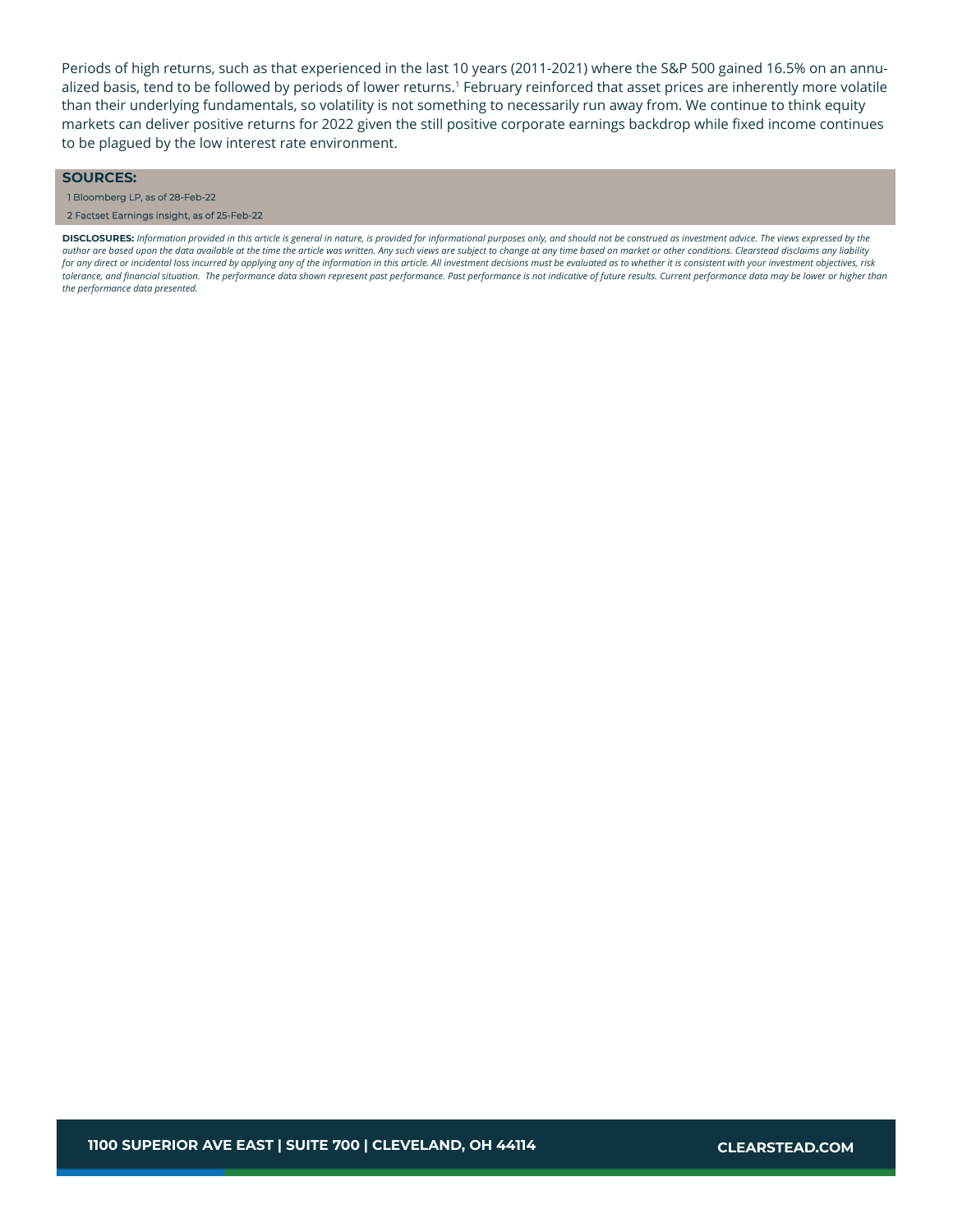Periods of high returns, such as that experienced in the last 10 years (2011-2021) where the S&P 500 gained 16.5% on an annualized basis, tend to be followed by periods of lower returns.[1] February reinforced that asset prices are inherently more volatile than their underlying fundamentals, so volatility is not something to necessarily run away from. We continue to think equity markets can deliver positive returns for 2022 given the still positive corporate earnings backdrop while fixed income continues to be plagued by the low interest rate environment.

**SOURCES:**

1 Bloomberg LP, as of 28-Feb-22

2 Factset Earnings insight, as of 25-Feb-22

**DISCLOSURES:** *Information provided in this article is general in nature, is provided for informational purposes only, and should not be construed as investment advice. The views expressed by the author are based upon the data available at the time the article was written. Any such views are subject to change at any time based on market or other conditions. Clearstead disclaims any liability for any direct or incidental loss incurred by applying any of the information in this article. All investment decisions must be evaluated as to whether it is consistent with your investment objectives, risk tolerance, and financial situation. The performance data shown represent past performance. Past performance is not indicative of future results. Current performance data may be lower or higher than the performance data presented.*

**1100 SUPERIOR AVE EAST | SUITE 700 | CLEVELAND, OH 44114** **CLEARSTEAD.COM**